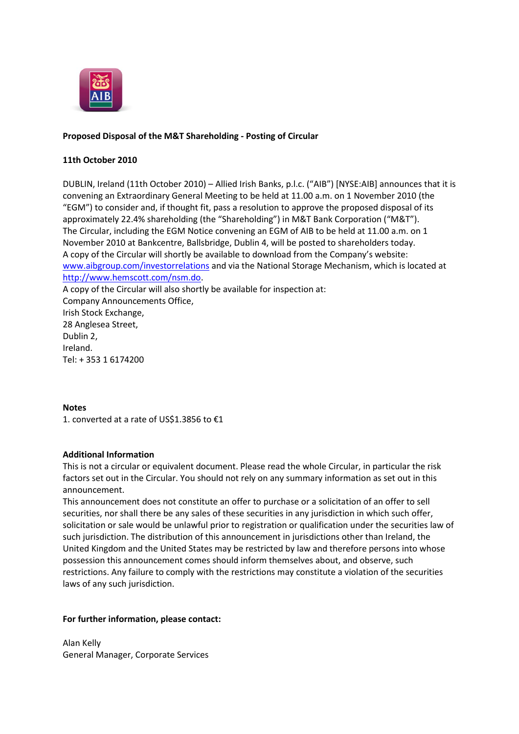**Proposed Disposal of the M&T Shareholding - Posting of Circular**

**11th October 2010**

DUBLIN, Ireland (11th October 2010) – Allied Irish Banks, p.l.c. ("AIB") [NYSE:AIB] announces that it is convening an Extraordinary General Meeting to be held at 11.00 a.m. on 1 November 2010 (the "EGM") to consider and, if thought fit, pass a resolution to approve the proposed disposal of its approximately 22.4% shareholding (the "Shareholding") in M&T Bank Corporation ("M&T").

The Circular, including the EGM Notice convening an EGM of AIB to be held at 11.00 a.m. on 1 November 2010 at Bankcentre, Ballsbridge, Dublin 4, will be posted to shareholders today.

A copy of the Circular will shortly be available to download from the Company's website: www.aibgroup.com/investorrelations and via the National Storage Mechanism, which is located at http://www.hemscott.com/nsm.do.

A copy of the Circular will also shortly be available for inspection at:

Company Announcements Office,
Irish Stock Exchange,
28 Anglesea Street,
Dublin 2,
Ireland.
Tel: + 353 1 6174200

**Notes**

1. converted at a rate of US$1.3856 to €1

**Additional Information**

This is not a circular or equivalent document. Please read the whole Circular, in particular the risk factors set out in the Circular. You should not rely on any summary information as set out in this announcement.

This announcement does not constitute an offer to purchase or a solicitation of an offer to sell securities, nor shall there be any sales of these securities in any jurisdiction in which such offer, solicitation or sale would be unlawful prior to registration or qualification under the securities law of such jurisdiction. The distribution of this announcement in jurisdictions other than Ireland, the United Kingdom and the United States may be restricted by law and therefore persons into whose possession this announcement comes should inform themselves about, and observe, such restrictions. Any failure to comply with the restrictions may constitute a violation of the securities laws of any such jurisdiction.

**For further information, please contact:**

Alan Kelly
General Manager, Corporate Services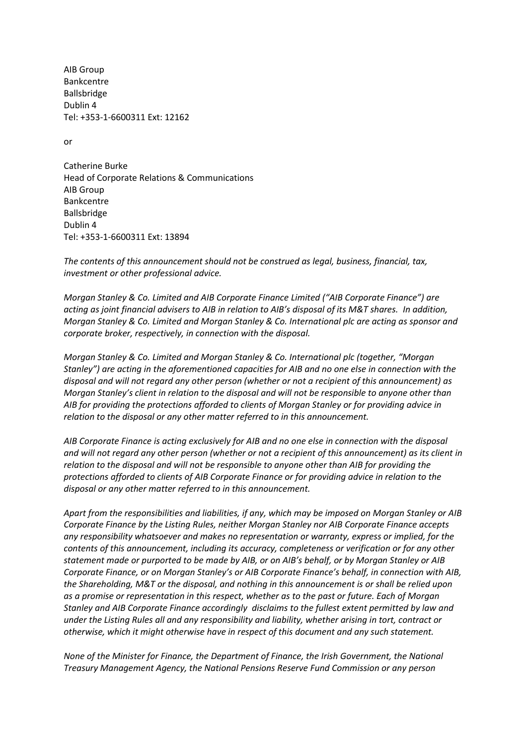AIB Group
Bankcentre
Ballsbridge
Dublin 4
Tel: +353-1-6600311 Ext: 12162

or

Catherine Burke
Head of Corporate Relations & Communications
AIB Group
Bankcentre
Ballsbridge
Dublin 4
Tel: +353-1-6600311 Ext: 13894

*The contents of this announcement should not be construed as legal, business, financial, tax, investment or other professional advice.*

*Morgan Stanley & Co. Limited and AIB Corporate Finance Limited ("AIB Corporate Finance") are acting as joint financial advisers to AIB in relation to AIB's disposal of its M&T shares. In addition, Morgan Stanley & Co. Limited and Morgan Stanley & Co. International plc are acting as sponsor and corporate broker, respectively, in connection with the disposal.*

*Morgan Stanley & Co. Limited and Morgan Stanley & Co. International plc (together, "Morgan Stanley") are acting in the aforementioned capacities for AIB and no one else in connection with the disposal and will not regard any other person (whether or not a recipient of this announcement) as Morgan Stanley's client in relation to the disposal and will not be responsible to anyone other than AIB for providing the protections afforded to clients of Morgan Stanley or for providing advice in relation to the disposal or any other matter referred to in this announcement.*

*AIB Corporate Finance is acting exclusively for AIB and no one else in connection with the disposal and will not regard any other person (whether or not a recipient of this announcement) as its client in relation to the disposal and will not be responsible to anyone other than AIB for providing the protections afforded to clients of AIB Corporate Finance or for providing advice in relation to the disposal or any other matter referred to in this announcement.*

*Apart from the responsibilities and liabilities, if any, which may be imposed on Morgan Stanley or AIB Corporate Finance by the Listing Rules, neither Morgan Stanley nor AIB Corporate Finance accepts any responsibility whatsoever and makes no representation or warranty, express or implied, for the contents of this announcement, including its accuracy, completeness or verification or for any other statement made or purported to be made by AIB, or on AIB's behalf, or by Morgan Stanley or AIB Corporate Finance, or on Morgan Stanley's or AIB Corporate Finance's behalf, in connection with AIB, the Shareholding, M&T or the disposal, and nothing in this announcement is or shall be relied upon as a promise or representation in this respect, whether as to the past or future. Each of Morgan Stanley and AIB Corporate Finance accordingly disclaims to the fullest extent permitted by law and under the Listing Rules all and any responsibility and liability, whether arising in tort, contract or otherwise, which it might otherwise have in respect of this document and any such statement.*

*None of the Minister for Finance, the Department of Finance, the Irish Government, the National Treasury Management Agency, the National Pensions Reserve Fund Commission or any person*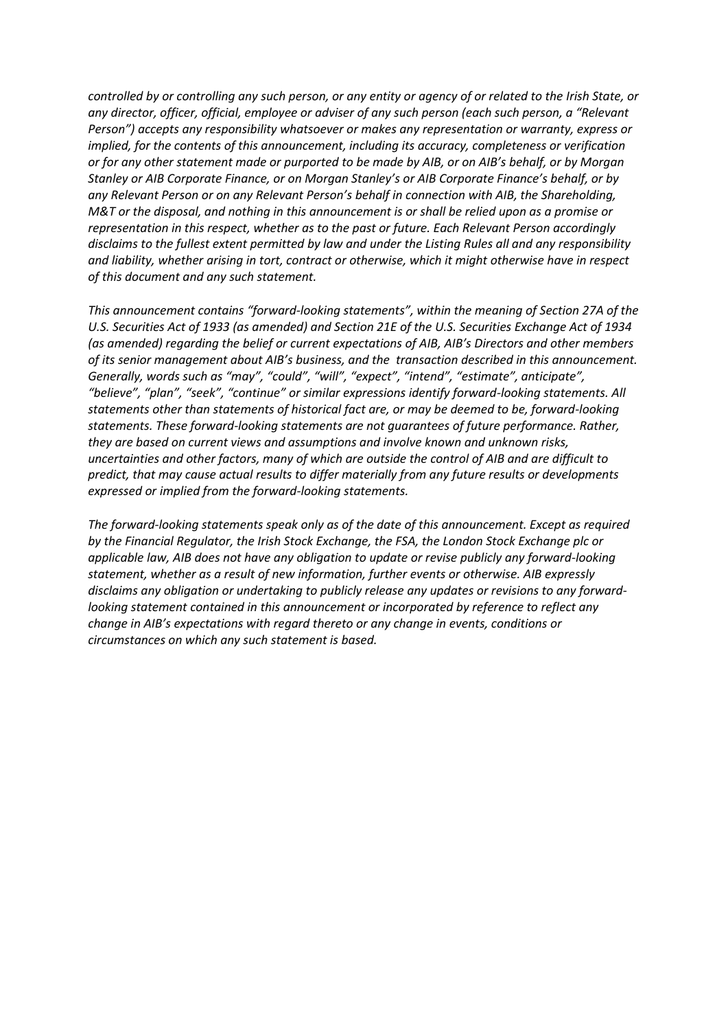*controlled by or controlling any such person, or any entity or agency of or related to the Irish State, or any director, officer, official, employee or adviser of any such person (each such person, a "Relevant Person") accepts any responsibility whatsoever or makes any representation or warranty, express or implied, for the contents of this announcement, including its accuracy, completeness or verification or for any other statement made or purported to be made by AIB, or on AIB's behalf, or by Morgan Stanley or AIB Corporate Finance, or on Morgan Stanley's or AIB Corporate Finance's behalf, or by any Relevant Person or on any Relevant Person's behalf in connection with AIB, the Shareholding, M&T or the disposal, and nothing in this announcement is or shall be relied upon as a promise or representation in this respect, whether as to the past or future. Each Relevant Person accordingly disclaims to the fullest extent permitted by law and under the Listing Rules all and any responsibility and liability, whether arising in tort, contract or otherwise, which it might otherwise have in respect of this document and any such statement.*

*This announcement contains "forward-looking statements", within the meaning of Section 27A of the U.S. Securities Act of 1933 (as amended) and Section 21E of the U.S. Securities Exchange Act of 1934 (as amended) regarding the belief or current expectations of AIB, AIB's Directors and other members of its senior management about AIB's business, and the transaction described in this announcement. Generally, words such as "may", "could", "will", "expect", "intend", "estimate", anticipate", "believe", "plan", "seek", "continue" or similar expressions identify forward-looking statements. All statements other than statements of historical fact are, or may be deemed to be, forward-looking statements. These forward-looking statements are not guarantees of future performance. Rather, they are based on current views and assumptions and involve known and unknown risks, uncertainties and other factors, many of which are outside the control of AIB and are difficult to predict, that may cause actual results to differ materially from any future results or developments expressed or implied from the forward-looking statements.*

*The forward-looking statements speak only as of the date of this announcement. Except as required by the Financial Regulator, the Irish Stock Exchange, the FSA, the London Stock Exchange plc or applicable law, AIB does not have any obligation to update or revise publicly any forward-looking statement, whether as a result of new information, further events or otherwise. AIB expressly disclaims any obligation or undertaking to publicly release any updates or revisions to any forward-looking statement contained in this announcement or incorporated by reference to reflect any change in AIB's expectations with regard thereto or any change in events, conditions or circumstances on which any such statement is based.*